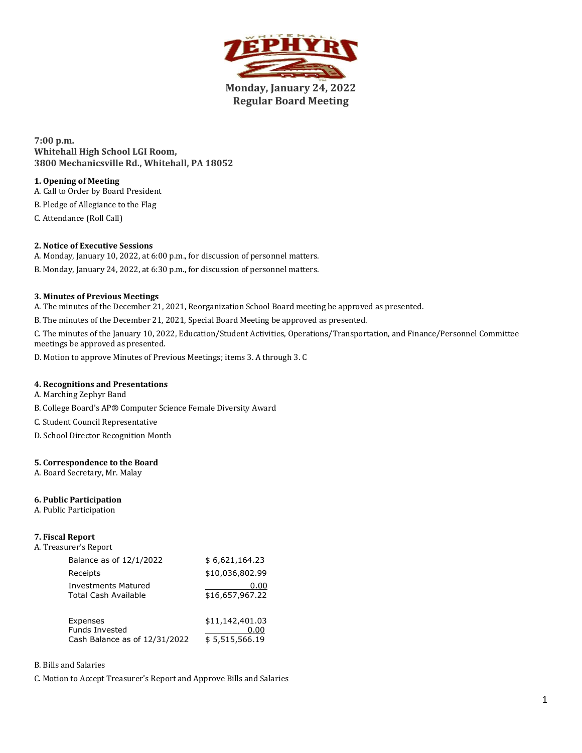WHITEHALL ZEPHYRS

**Monday, January 24, 2022**
**Regular Board Meeting**

**7:00 p.m.**
**Whitehall High School LGI Room,**
**3800 Mechanicsville Rd., Whitehall, PA 18052**

**1. Opening of Meeting**

A. Call to Order by Board President

B. Pledge of Allegiance to the Flag

C. Attendance (Roll Call)

**2. Notice of Executive Sessions**

A. Monday, January 10, 2022, at 6:00 p.m., for discussion of personnel matters.

B. Monday, January 24, 2022, at 6:30 p.m., for discussion of personnel matters.

**3. Minutes of Previous Meetings**

A. The minutes of the December 21, 2021, Reorganization School Board meeting be approved as presented.

B. The minutes of the December 21, 2021, Special Board Meeting be approved as presented.

C. The minutes of the January 10, 2022, Education/Student Activities, Operations/Transportation, and Finance/Personnel Committee meetings be approved as presented.

D. Motion to approve Minutes of Previous Meetings; items 3. A through 3. C

**4. Recognitions and Presentations**

A. Marching Zephyr Band

B. College Board's AP® Computer Science Female Diversity Award

C. Student Council Representative

D. School Director Recognition Month

**5. Correspondence to the Board**

A. Board Secretary, Mr. Malay

**6. Public Participation**

A. Public Participation

**7. Fiscal Report**

A. Treasurer's Report

| | |
|---|---|
| Balance as of 12/1/2022 | $ 6,621,164.23 |
| Receipts | $10,036,802.99 |
| Investments Matured | 0.00 |
| Total Cash Available | $16,657,967.22 |
| | |
| Expenses | $11,142,401.03 |
| Funds Invested | 0.00 |
| Cash Balance as of 12/31/2022 | $ 5,515,566.19 |

B. Bills and Salaries

C. Motion to Accept Treasurer's Report and Approve Bills and Salaries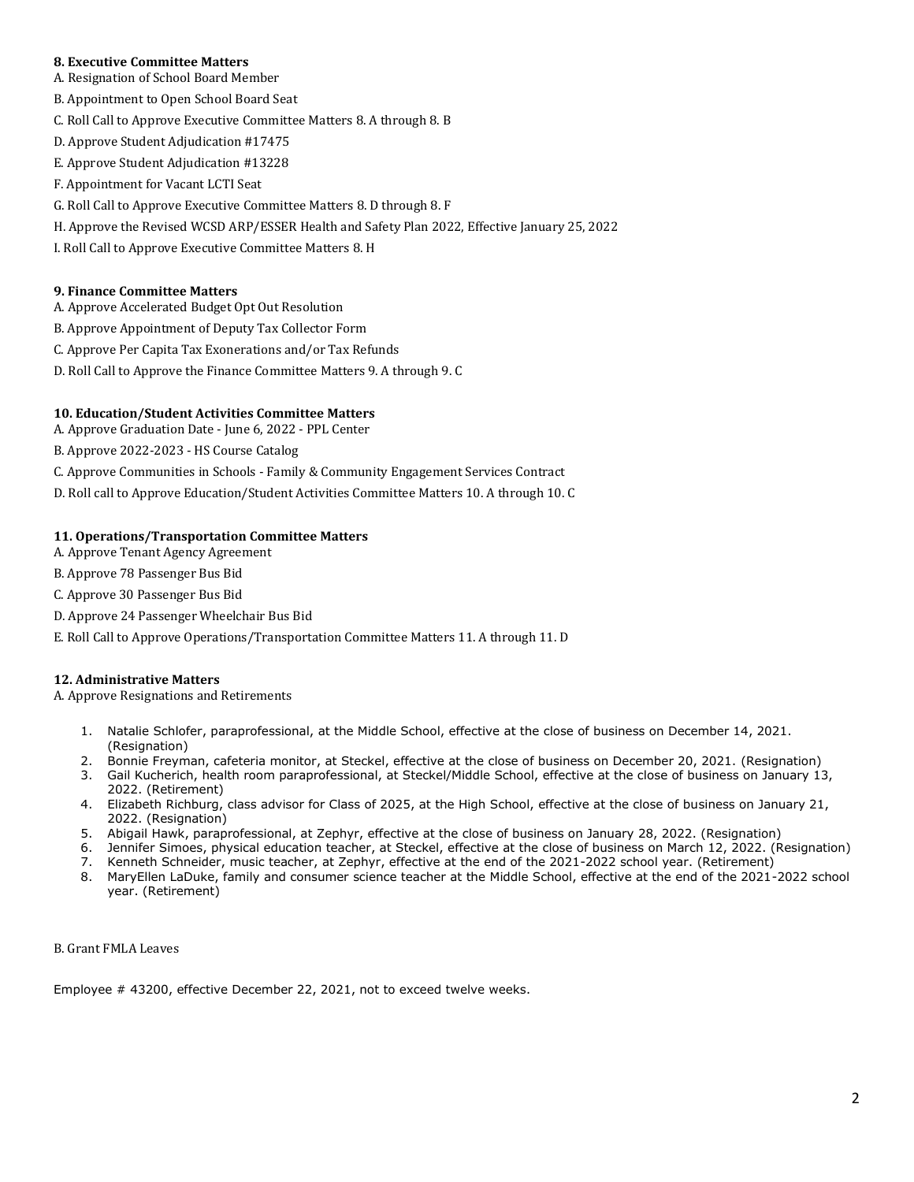**8. Executive Committee Matters**

A. Resignation of School Board Member

B. Appointment to Open School Board Seat

C. Roll Call to Approve Executive Committee Matters 8. A through 8. B

D. Approve Student Adjudication #17475

E. Approve Student Adjudication #13228

F. Appointment for Vacant LCTI Seat

G. Roll Call to Approve Executive Committee Matters 8. D through 8. F

H. Approve the Revised WCSD ARP/ESSER Health and Safety Plan 2022, Effective January 25, 2022

I. Roll Call to Approve Executive Committee Matters 8. H

**9. Finance Committee Matters**

A. Approve Accelerated Budget Opt Out Resolution

B. Approve Appointment of Deputy Tax Collector Form

C. Approve Per Capita Tax Exonerations and/or Tax Refunds

D. Roll Call to Approve the Finance Committee Matters 9. A through 9. C

**10. Education/Student Activities Committee Matters**

A. Approve Graduation Date - June 6, 2022 - PPL Center

B. Approve 2022-2023 - HS Course Catalog

C. Approve Communities in Schools - Family & Community Engagement Services Contract

D. Roll call to Approve Education/Student Activities Committee Matters 10. A through 10. C

**11. Operations/Transportation Committee Matters**

A. Approve Tenant Agency Agreement

B. Approve 78 Passenger Bus Bid

C. Approve 30 Passenger Bus Bid

D. Approve 24 Passenger Wheelchair Bus Bid

E. Roll Call to Approve Operations/Transportation Committee Matters 11. A through 11. D

**12. Administrative Matters**

A. Approve Resignations and Retirements

1. Natalie Schlofer, paraprofessional, at the Middle School, effective at the close of business on December 14, 2021. (Resignation)
2. Bonnie Freyman, cafeteria monitor, at Steckel, effective at the close of business on December 20, 2021. (Resignation)
3. Gail Kucherich, health room paraprofessional, at Steckel/Middle School, effective at the close of business on January 13, 2022. (Retirement)
4. Elizabeth Richburg, class advisor for Class of 2025, at the High School, effective at the close of business on January 21, 2022. (Resignation)
5. Abigail Hawk, paraprofessional, at Zephyr, effective at the close of business on January 28, 2022. (Resignation)
6. Jennifer Simoes, physical education teacher, at Steckel, effective at the close of business on March 12, 2022. (Resignation)
7. Kenneth Schneider, music teacher, at Zephyr, effective at the end of the 2021-2022 school year. (Retirement)
8. MaryEllen LaDuke, family and consumer science teacher at the Middle School, effective at the end of the 2021-2022 school year. (Retirement)

B. Grant FMLA Leaves

Employee # 43200, effective December 22, 2021, not to exceed twelve weeks.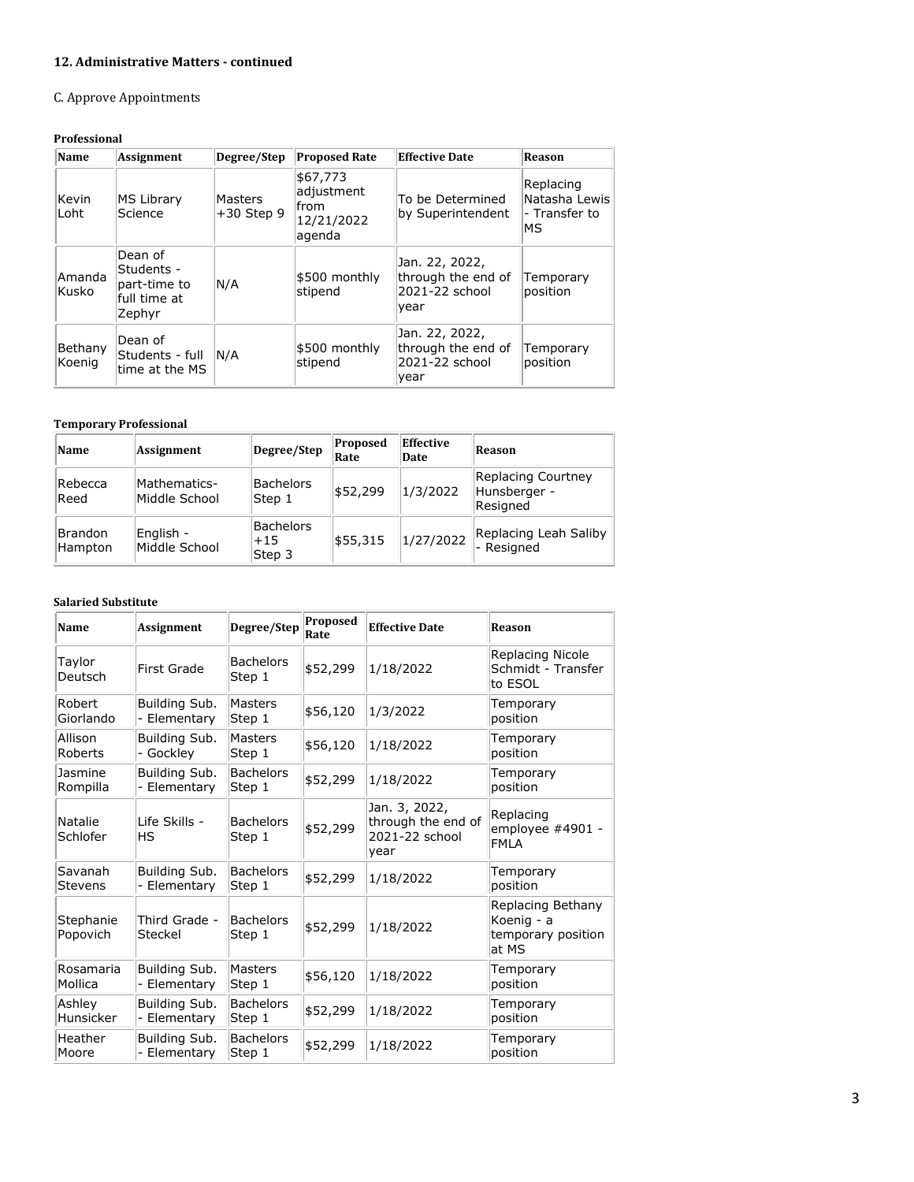**12. Administrative Matters - continued**

C. Approve Appointments

**Professional**

| Name | Assignment | Degree/Step | Proposed Rate | Effective Date | Reason |
|---|---|---|---|---|---|
| Kevin Loht | MS Library Science | Masters +30 Step 9 | $67,773 adjustment from 12/21/2022 agenda | To be Determined by Superintendent | Replacing Natasha Lewis - Transfer to MS |
| Amanda Kusko | Dean of Students - part-time to full time at Zephyr | N/A | $500 monthly stipend | Jan. 22, 2022, through the end of 2021-22 school year | Temporary position |
| Bethany Koenig | Dean of Students - full time at the MS | N/A | $500 monthly stipend | Jan. 22, 2022, through the end of 2021-22 school year | Temporary position |

**Temporary Professional**

| Name | Assignment | Degree/Step | Proposed Rate | Effective Date | Reason |
|---|---|---|---|---|---|
| Rebecca Reed | Mathematics-Middle School | Bachelors Step 1 | $52,299 | 1/3/2022 | Replacing Courtney Hunsberger - Resigned |
| Brandon Hampton | English - Middle School | Bachelors +15 Step 3 | $55,315 | 1/27/2022 | Replacing Leah Saliby - Resigned |

**Salaried Substitute**

| Name | Assignment | Degree/Step | Proposed Rate | Effective Date | Reason |
|---|---|---|---|---|---|
| Taylor Deutsch | First Grade | Bachelors Step 1 | $52,299 | 1/18/2022 | Replacing Nicole Schmidt - Transfer to ESOL |
| Robert Giorlando | Building Sub. - Elementary | Masters Step 1 | $56,120 | 1/3/2022 | Temporary position |
| Allison Roberts | Building Sub. - Gockley | Masters Step 1 | $56,120 | 1/18/2022 | Temporary position |
| Jasmine Rompilla | Building Sub. - Elementary | Bachelors Step 1 | $52,299 | 1/18/2022 | Temporary position |
| Natalie Schlofer | Life Skills - HS | Bachelors Step 1 | $52,299 | Jan. 3, 2022, through the end of 2021-22 school year | Replacing employee #4901 - FMLA |
| Savanah Stevens | Building Sub. - Elementary | Bachelors Step 1 | $52,299 | 1/18/2022 | Temporary position |
| Stephanie Popovich | Third Grade - Steckel | Bachelors Step 1 | $52,299 | 1/18/2022 | Replacing Bethany Koenig - a temporary position at MS |
| Rosamaria Mollica | Building Sub. - Elementary | Masters Step 1 | $56,120 | 1/18/2022 | Temporary position |
| Ashley Hunsicker | Building Sub. - Elementary | Bachelors Step 1 | $52,299 | 1/18/2022 | Temporary position |
| Heather Moore | Building Sub. - Elementary | Bachelors Step 1 | $52,299 | 1/18/2022 | Temporary position |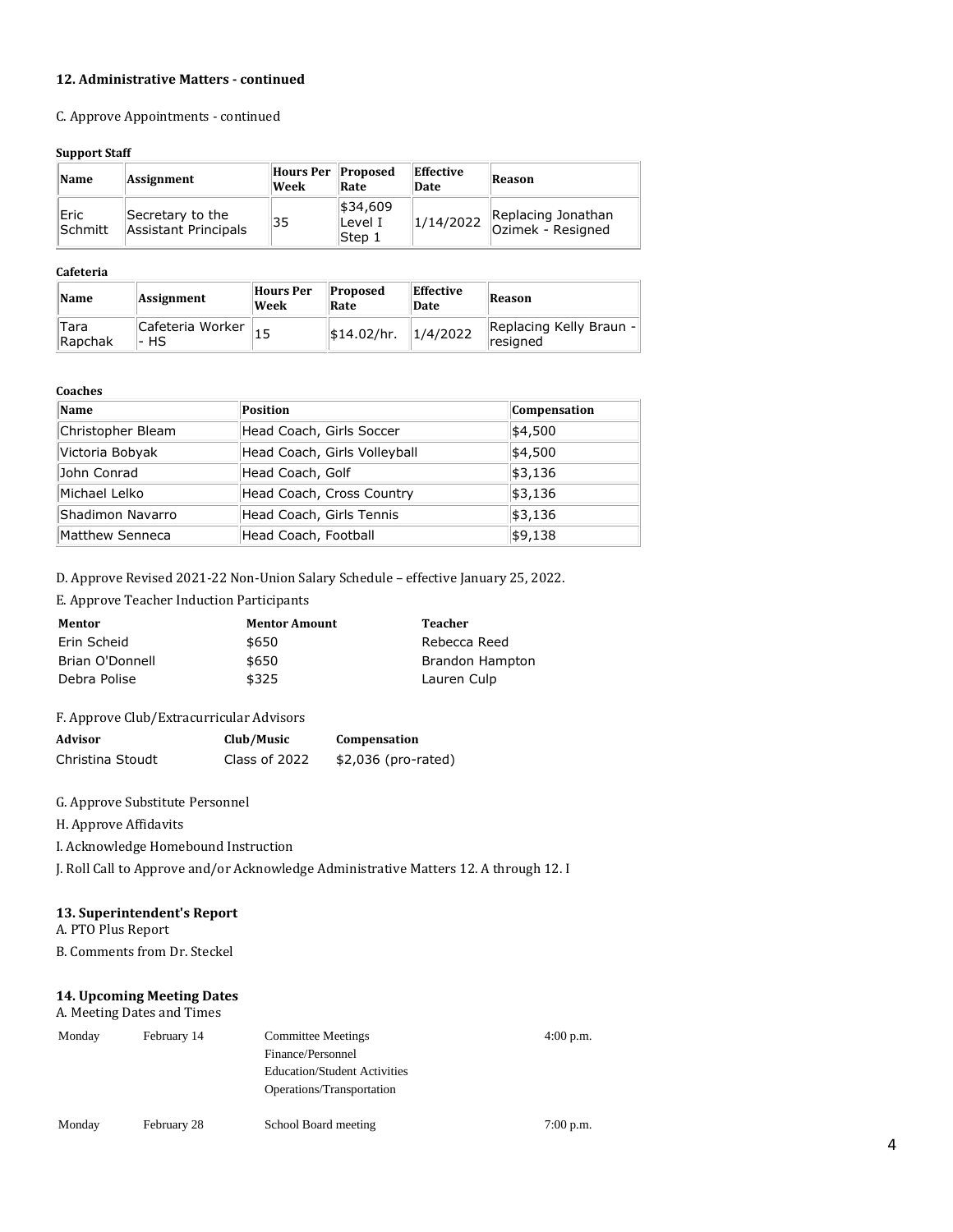**12. Administrative Matters - continued**

C. Approve Appointments - continued

**Support Staff**

| Name | Assignment | Hours Per Week | Proposed Rate | Effective Date | Reason |
|---|---|---|---|---|---|
| Eric Schmitt | Secretary to the Assistant Principals | 35 | $34,609 Level I Step 1 | 1/14/2022 | Replacing Jonathan Ozimek - Resigned |

**Cafeteria**

| Name | Assignment | Hours Per Week | Proposed Rate | Effective Date | Reason |
|---|---|---|---|---|---|
| Tara Rapchak | Cafeteria Worker - HS | 15 | $14.02/hr. | 1/4/2022 | Replacing Kelly Braun - resigned |

**Coaches**

| Name | Position | Compensation |
|---|---|---|
| Christopher Bleam | Head Coach, Girls Soccer | $4,500 |
| Victoria Bobyak | Head Coach, Girls Volleyball | $4,500 |
| John Conrad | Head Coach, Golf | $3,136 |
| Michael Lelko | Head Coach, Cross Country | $3,136 |
| Shadimon Navarro | Head Coach, Girls Tennis | $3,136 |
| Matthew Senneca | Head Coach, Football | $9,138 |

D. Approve Revised 2021-22 Non-Union Salary Schedule – effective January 25, 2022.

E. Approve Teacher Induction Participants

| Mentor | Mentor Amount | Teacher |
|---|---|---|
| Erin Scheid | $650 | Rebecca Reed |
| Brian O'Donnell | $650 | Brandon Hampton |
| Debra Polise | $325 | Lauren Culp |

F. Approve Club/Extracurricular Advisors

| Advisor | Club/Music | Compensation |
|---|---|---|
| Christina Stoudt | Class of 2022 | $2,036 (pro-rated) |

G. Approve Substitute Personnel

H. Approve Affidavits

I. Acknowledge Homebound Instruction

J. Roll Call to Approve and/or Acknowledge Administrative Matters 12. A through 12. I

**13. Superintendent's Report**

A. PTO Plus Report

B. Comments from Dr. Steckel

**14. Upcoming Meeting Dates**

A. Meeting Dates and Times

| | | | |
|---|---|---|---|
| Monday | February 14 | Committee Meetings<br>Finance/Personnel<br>Education/Student Activities<br>Operations/Transportation | 4:00 p.m. |
| Monday | February 28 | School Board meeting | 7:00 p.m. |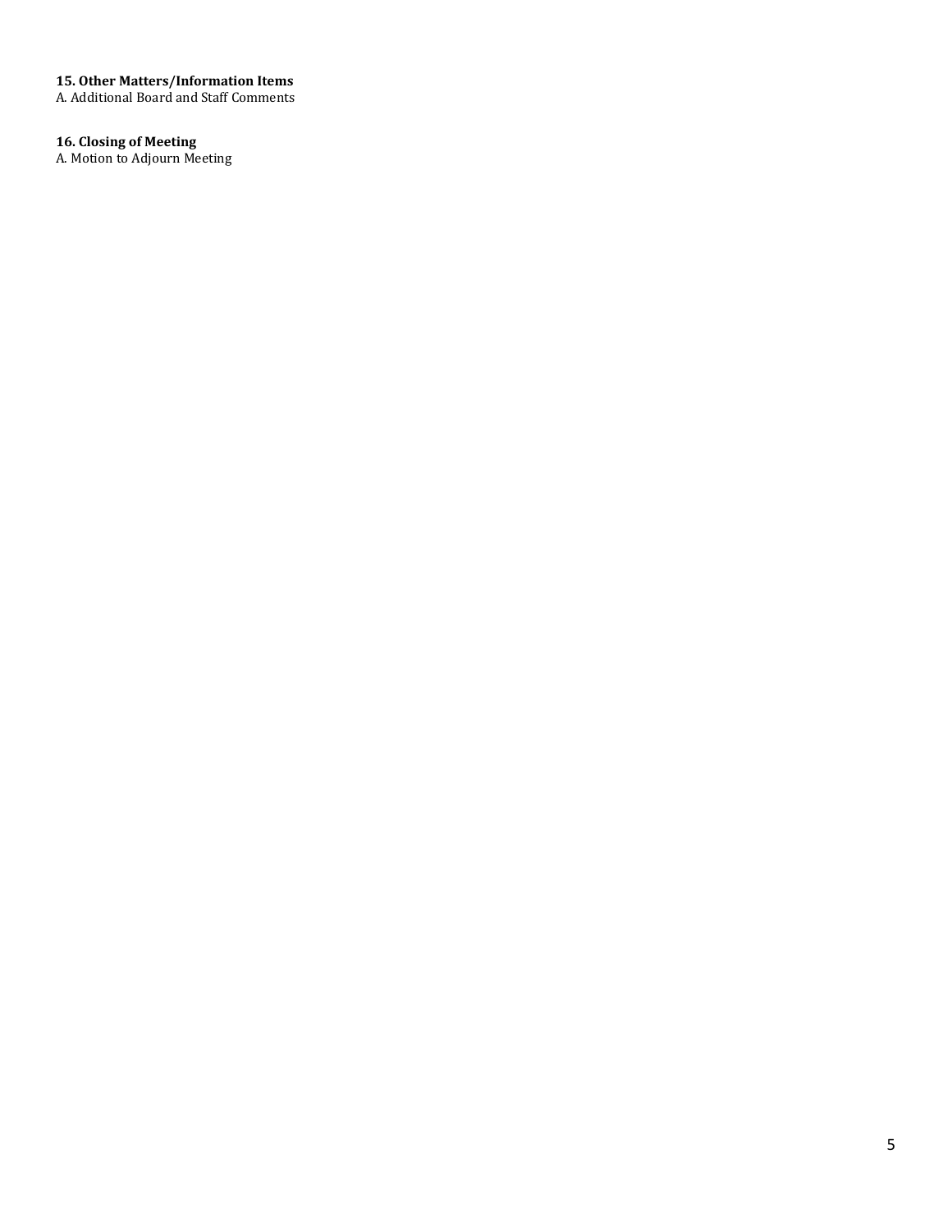**15. Other Matters/Information Items**
A. Additional Board and Staff Comments

**16. Closing of Meeting**
A. Motion to Adjourn Meeting